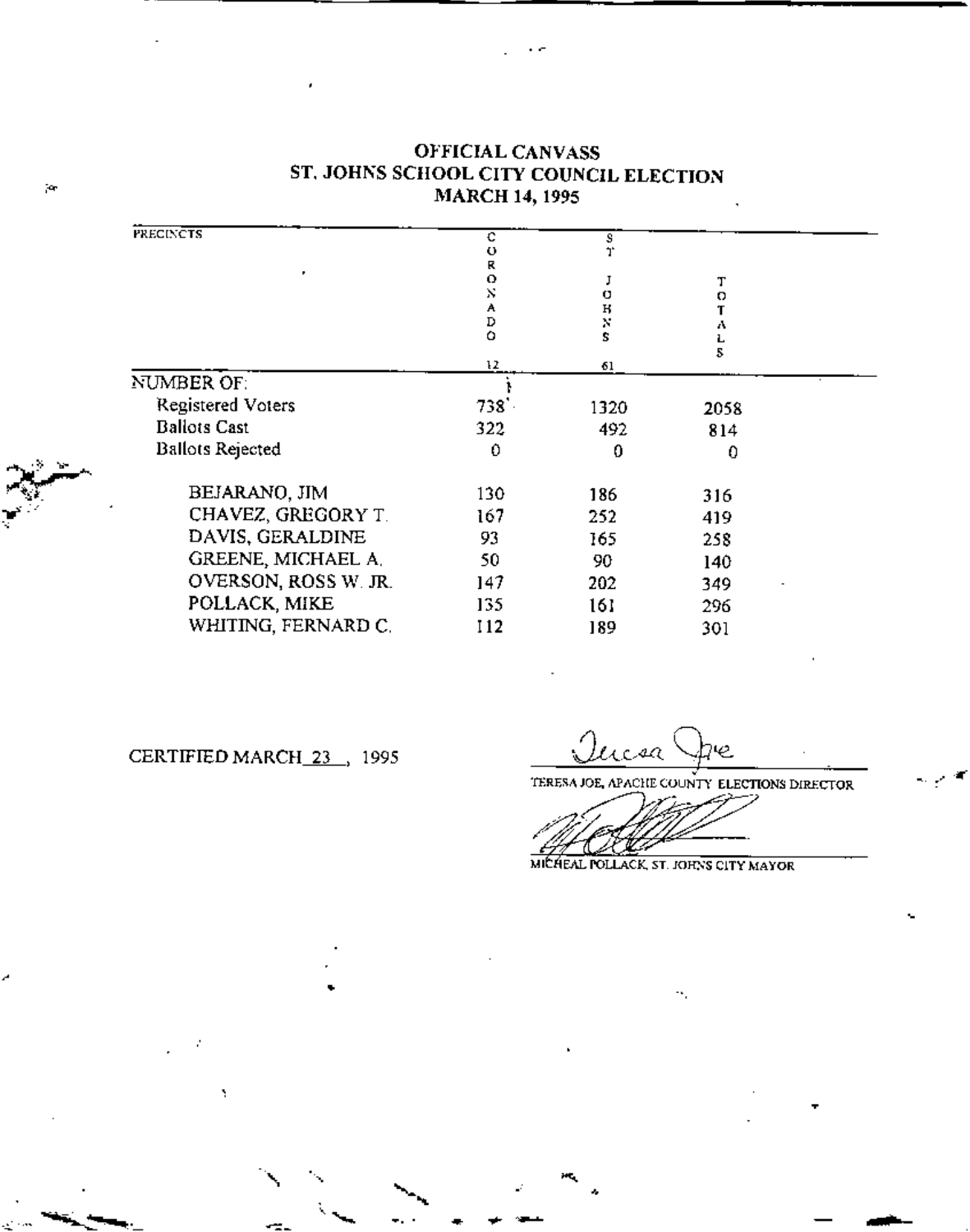# OFFICIAL CANVASS
## ST. JOHNS SCHOOL CITY COUNCIL ELECTION
## MARCH 14, 1995

| PRECINCTS | CORONADO 12 | ST JOHNS 61 | TOTALS |
|---|---|---|---|
| NUMBER OF: | | | |
| Registered Voters | 738 | 1320 | 2058 |
| Ballots Cast | 322 | 492 | 814 |
| Ballots Rejected | 0 | 0 | 0 |
| BEJARANO, JIM | 130 | 186 | 316 |
| CHAVEZ, GREGORY T. | 167 | 252 | 419 |
| DAVIS, GERALDINE | 93 | 165 | 258 |
| GREENE, MICHAEL A. | 50 | 90 | 140 |
| OVERSON, ROSS W. JR. | 147 | 202 | 349 |
| POLLACK, MIKE | 135 | 161 | 296 |
| WHITING, FERNARD C. | 112 | 189 | 301 |

CERTIFIED MARCH 23 , 1995

TERESA JOE, APACHE COUNTY ELECTIONS DIRECTOR

MICHEAL POLLACK, ST. JOHNS CITY MAYOR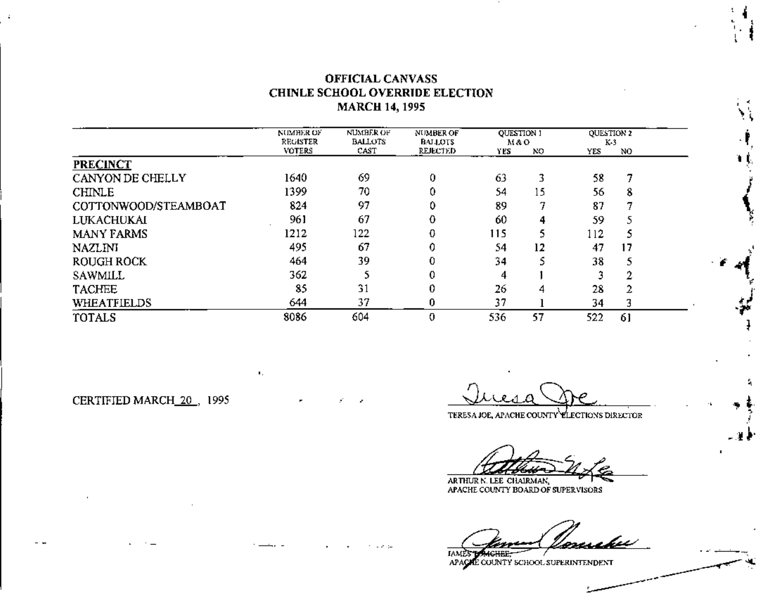# OFFICIAL CANVASS
## CHINLE SCHOOL OVERRIDE ELECTION
### MARCH 14, 1995

| | NUMBER OF REGISTER VOTERS | NUMBER OF BALLOTS CAST | NUMBER OF BALLOTS REJECTED | QUESTION 1 M & O | | QUESTION 2 K-3 | |
|---|---|---|---|---|---|---|---|
| | | | | YES | NO | YES | NO |
| **PRECINCT** | | | | | | | |
| CANYON DE CHELLY | 1640 | 69 | 0 | 63 | 3 | 58 | 7 |
| CHINLE | 1399 | 70 | 0 | 54 | 15 | 56 | 8 |
| COTTONWOOD/STEAMBOAT | 824 | 97 | 0 | 89 | 7 | 87 | 7 |
| LUKACHUKAI | 961 | 67 | 0 | 60 | 4 | 59 | 5 |
| MANY FARMS | 1212 | 122 | 0 | 115 | 5 | 112 | 5 |
| NAZLINI | 495 | 67 | 0 | 54 | 12 | 47 | 17 |
| ROUGH ROCK | 464 | 39 | 0 | 34 | 5 | 38 | 5 |
| SAWMILL | 362 | 5 | 0 | 4 | 1 | 3 | 2 |
| TACHEE | 85 | 31 | 0 | 26 | 4 | 28 | 2 |
| WHEATFIELDS | 644 | 37 | 0 | 37 | 1 | 34 | 3 |
| TOTALS | 8086 | 604 | 0 | 536 | 57 | 522 | 61 |

CERTIFIED MARCH 20, 1995

Teresa Joe
TERESA JOE, APACHE COUNTY ELECTIONS DIRECTOR

Arthur N. Lee
ARTHUR N. LEE CHAIRMAN,
APACHE COUNTY BOARD OF SUPERVISORS

James Tomchee
JAMES TOMCHEE,
APACHE COUNTY SCHOOL SUPERINTENDENT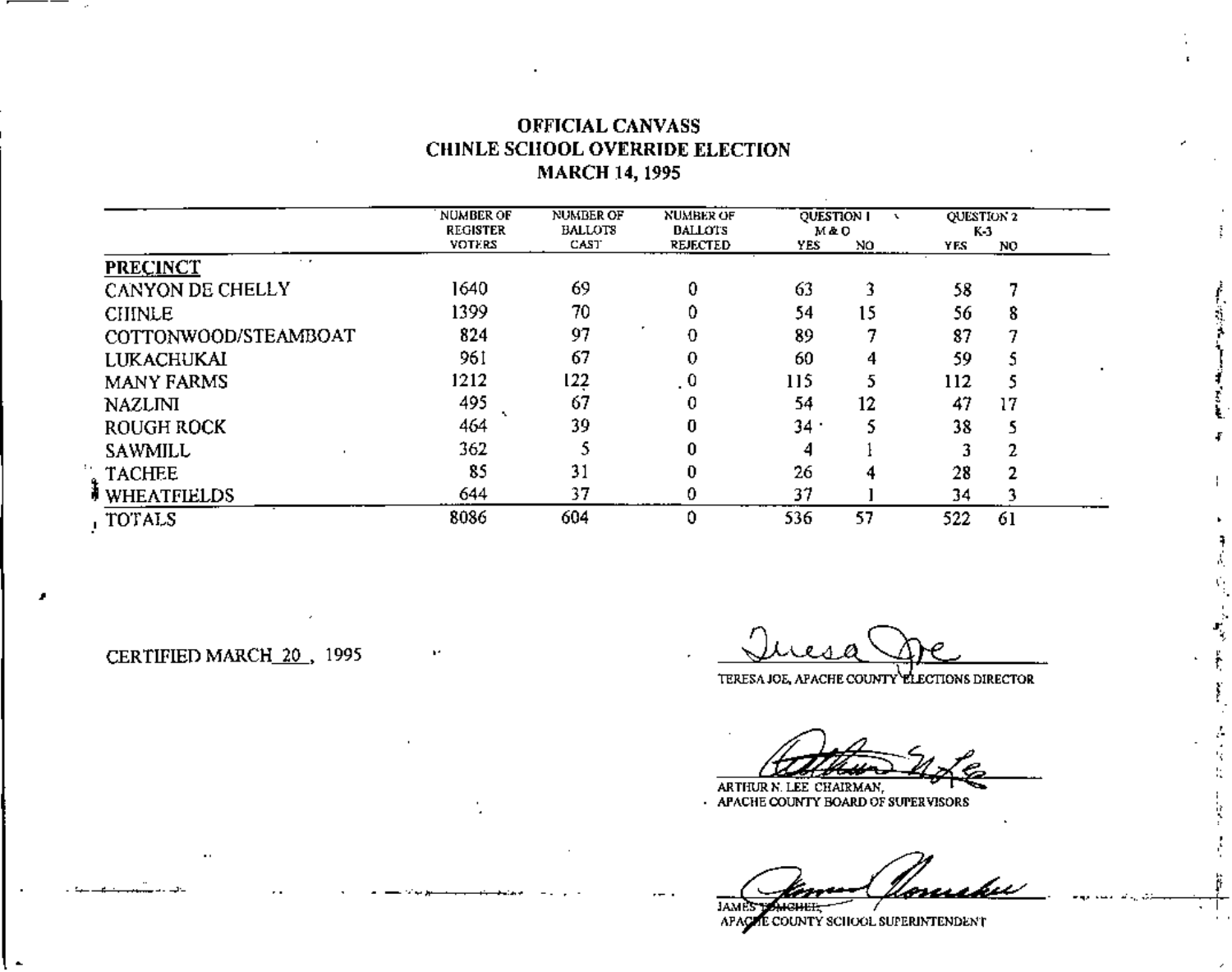# OFFICIAL CANVASS
## CHINLE SCHOOL OVERRIDE ELECTION
## MARCH 14, 1995

| | NUMBER OF REGISTER VOTERS | NUMBER OF BALLOTS CAST | NUMBER OF BALLOTS REJECTED | QUESTION 1 M & O | | QUESTION 2 K-3 | |
|---|---|---|---|---|---|---|---|
| | | | | YES | NO | YES | NO |
| **PRECINCT** | | | | | | | |
| CANYON DE CHELLY | 1640 | 69 | 0 | 63 | 3 | 58 | 7 |
| CHINLE | 1399 | 70 | 0 | 54 | 15 | 56 | 8 |
| COTTONWOOD/STEAMBOAT | 824 | 97 | 0 | 89 | 7 | 87 | 7 |
| LUKACHUKAI | 961 | 67 | 0 | 60 | 4 | 59 | 5 |
| MANY FARMS | 1212 | 122 | 0 | 115 | 5 | 112 | 5 |
| NAZLINI | 495 | 67 | 0 | 54 | 12 | 47 | 17 |
| ROUGH ROCK | 464 | 39 | 0 | 34 | 5 | 38 | 5 |
| SAWMILL | 362 | 5 | 0 | 4 | 1 | 3 | 2 |
| TACHEE | 85 | 31 | 0 | 26 | 4 | 28 | 2 |
| WHEATFIELDS | 644 | 37 | 0 | 37 | 1 | 34 | 3 |
| TOTALS | 8086 | 604 | 0 | 536 | 57 | 522 | 61 |

CERTIFIED MARCH 20, 1995

TERESA JOE, APACHE COUNTY ELECTIONS DIRECTOR

ARTHUR N. LEE CHAIRMAN,
APACHE COUNTY BOARD OF SUPERVISORS

JAMES TOMCHEE,
APACHE COUNTY SCHOOL SUPERINTENDENT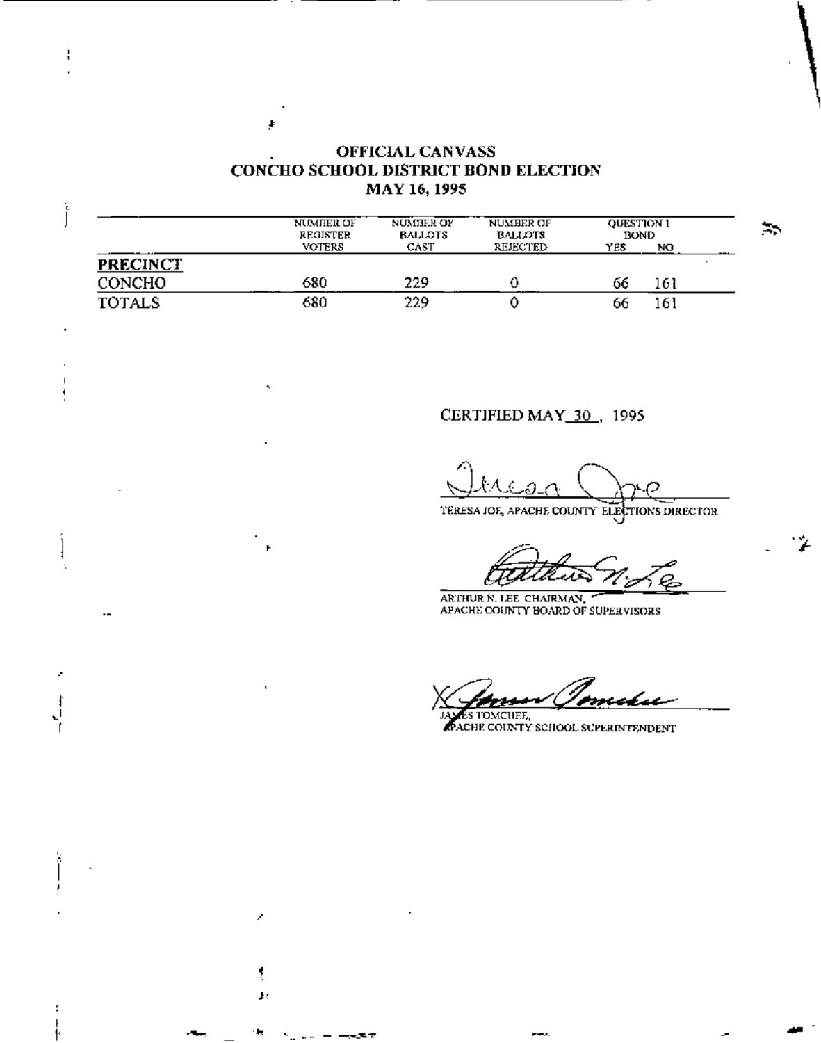# OFFICIAL CANVASS
## CONCHO SCHOOL DISTRICT BOND ELECTION
### MAY 16, 1995

| | NUMBER OF REGISTER VOTERS | NUMBER OF BALLOTS CAST | NUMBER OF BALLOTS REJECTED | QUESTION 1 BOND | |
|---|---|---|---|---|---|
| | | | | YES | NO |
| **PRECINCT** | | | | | |
| CONCHO | 680 | 229 | 0 | 66 | 161 |
| TOTALS | 680 | 229 | 0 | 66 | 161 |

CERTIFIED MAY 30 , 1995

TERESA JOE, APACHE COUNTY ELECTIONS DIRECTOR

ARTHUR N. LEE CHAIRMAN,
APACHE COUNTY BOARD OF SUPERVISORS

JAMES TOMCHEE,
APACHE COUNTY SCHOOL SUPERINTENDENT